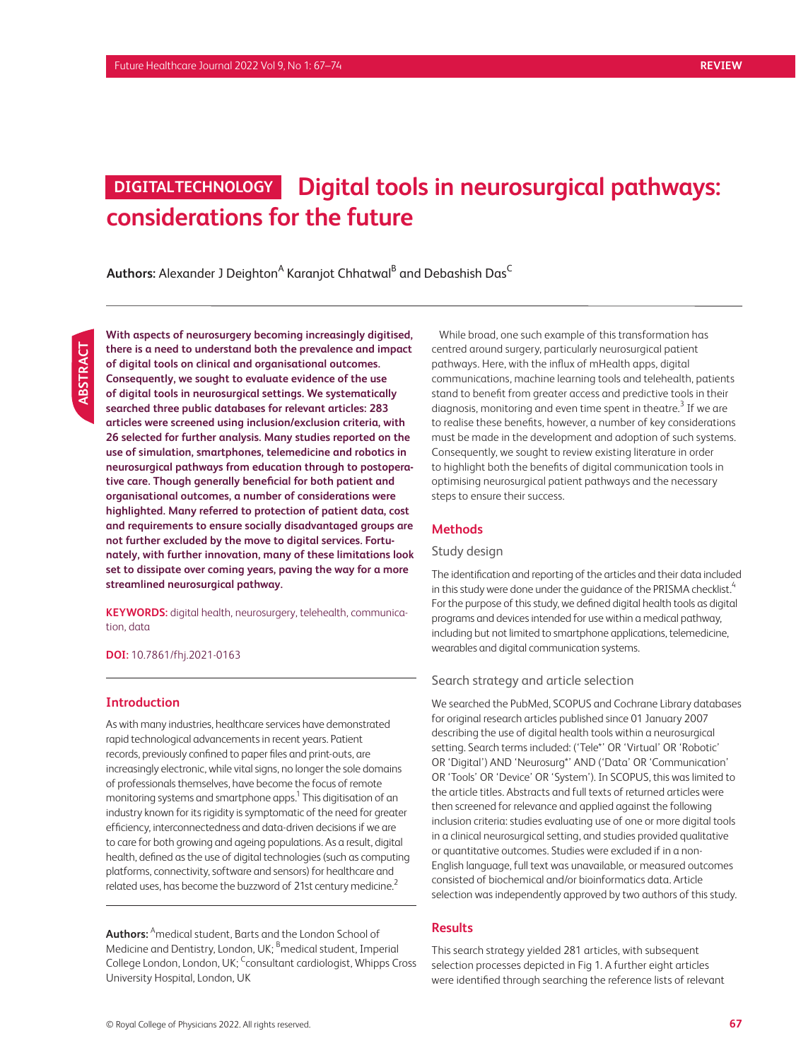DIGITAL TECHNOLOGY

# Digital tools in neurosurgical pathways: considerations for the future

**Authors:** Alexander J Deighton[A] Karanjot Chhatwal[B] and Debashish Das[C]

**ABSTRACT**

**With aspects of neurosurgery becoming increasingly digitised, there is a need to understand both the prevalence and impact of digital tools on clinical and organisational outcomes. Consequently, we sought to evaluate evidence of the use of digital tools in neurosurgical settings. We systematically searched three public databases for relevant articles: 283 articles were screened using inclusion/exclusion criteria, with 26 selected for further analysis. Many studies reported on the use of simulation, smartphones, telemedicine and robotics in neurosurgical pathways from education through to postoperative care. Though generally beneficial for both patient and organisational outcomes, a number of considerations were highlighted. Many referred to protection of patient data, cost and requirements to ensure socially disadvantaged groups are not further excluded by the move to digital services. Fortunately, with further innovation, many of these limitations look set to dissipate over coming years, paving the way for a more streamlined neurosurgical pathway.**

**KEYWORDS:** digital health, neurosurgery, telehealth, communication, data

**DOI:** 10.7861/fhj.2021-0163

## Introduction

As with many industries, healthcare services have demonstrated rapid technological advancements in recent years. Patient records, previously confined to paper files and print-outs, are increasingly electronic, while vital signs, no longer the sole domains of professionals themselves, have become the focus of remote monitoring systems and smartphone apps.[1] This digitisation of an industry known for its rigidity is symptomatic of the need for greater efficiency, interconnectedness and data-driven decisions if we are to care for both growing and ageing populations. As a result, digital health, defined as the use of digital technologies (such as computing platforms, connectivity, software and sensors) for healthcare and related uses, has become the buzzword of 21st century medicine.[2]

While broad, one such example of this transformation has centred around surgery, particularly neurosurgical patient pathways. Here, with the influx of mHealth apps, digital communications, machine learning tools and telehealth, patients stand to benefit from greater access and predictive tools in their diagnosis, monitoring and even time spent in theatre.[3] If we are to realise these benefits, however, a number of key considerations must be made in the development and adoption of such systems. Consequently, we sought to review existing literature in order to highlight both the benefits of digital communication tools in optimising neurosurgical patient pathways and the necessary steps to ensure their success.

**Authors:** [A]medical student, Barts and the London School of Medicine and Dentistry, London, UK; [B]medical student, Imperial College London, London, UK; [C]consultant cardiologist, Whipps Cross University Hospital, London, UK

## Methods

### Study design

The identification and reporting of the articles and their data included in this study were done under the guidance of the PRISMA checklist.[4] For the purpose of this study, we defined digital health tools as digital programs and devices intended for use within a medical pathway, including but not limited to smartphone applications, telemedicine, wearables and digital communication systems.

### Search strategy and article selection

We searched the PubMed, SCOPUS and Cochrane Library databases for original research articles published since 01 January 2007 describing the use of digital health tools within a neurosurgical setting. Search terms included: ('Tele*' OR 'Virtual' OR 'Robotic' OR 'Digital') AND 'Neurosurg*' AND ('Data' OR 'Communication' OR 'Tools' OR 'Device' OR 'System'). In SCOPUS, this was limited to the article titles. Abstracts and full texts of returned articles were then screened for relevance and applied against the following inclusion criteria: studies evaluating use of one or more digital tools in a clinical neurosurgical setting, and studies provided qualitative or quantitative outcomes. Studies were excluded if in a non-English language, full text was unavailable, or measured outcomes consisted of biochemical and/or bioinformatics data. Article selection was independently approved by two authors of this study.

## Results

This search strategy yielded 281 articles, with subsequent selection processes depicted in Fig 1. A further eight articles were identified through searching the reference lists of relevant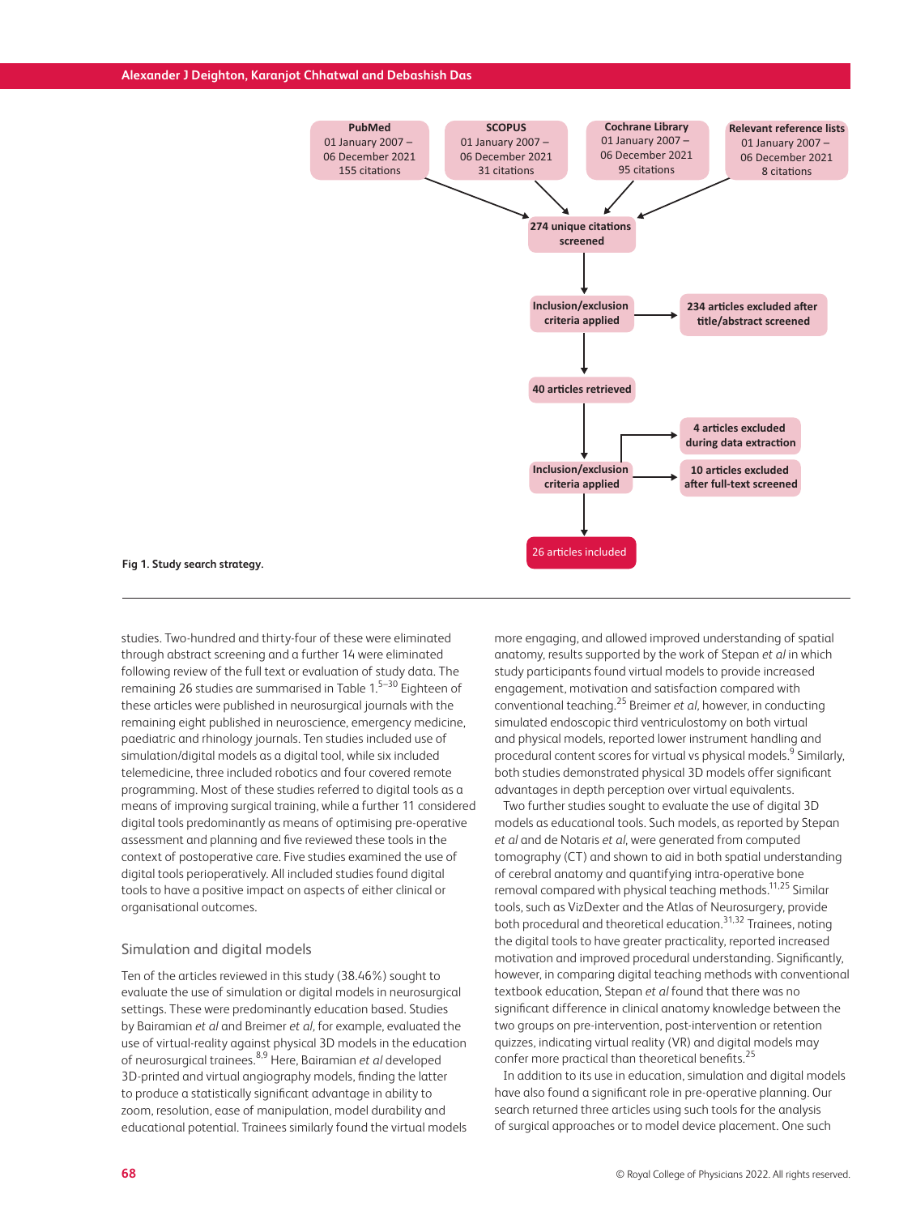PubMed
01 January 2007 – 06 December 2021
155 citations

SCOPUS
01 January 2007 – 06 December 2021
31 citations

Cochrane Library
01 January 2007 – 06 December 2021
95 citations

Relevant reference lists
01 January 2007 – 06 December 2021
8 citations

274 unique citations screened

Inclusion/exclusion criteria applied

234 articles excluded after title/abstract screened

40 articles retrieved

Inclusion/exclusion criteria applied

4 articles excluded during data extraction

10 articles excluded after full-text screened

26 articles included

**Fig 1. Study search strategy.**

studies. Two-hundred and thirty-four of these were eliminated through abstract screening and a further 14 were eliminated following review of the full text or evaluation of study data. The remaining 26 studies are summarised in Table 1.[5–30] Eighteen of these articles were published in neurosurgical journals with the remaining eight published in neuroscience, emergency medicine, paediatric and rhinology journals. Ten studies included use of simulation/digital models as a digital tool, while six included telemedicine, three included robotics and four covered remote programming. Most of these studies referred to digital tools as a means of improving surgical training, while a further 11 considered digital tools predominantly as means of optimising pre-operative assessment and planning and five reviewed these tools in the context of postoperative care. Five studies examined the use of digital tools perioperatively. All included studies found digital tools to have a positive impact on aspects of either clinical or organisational outcomes.

## Simulation and digital models

Ten of the articles reviewed in this study (38.46%) sought to evaluate the use of simulation or digital models in neurosurgical settings. These were predominantly education based. Studies by Bairamian *et al* and Breimer *et al*, for example, evaluated the use of virtual-reality against physical 3D models in the education of neurosurgical trainees.[8,9] Here, Bairamian *et al* developed 3D-printed and virtual angiography models, finding the latter to produce a statistically significant advantage in ability to zoom, resolution, ease of manipulation, model durability and educational potential. Trainees similarly found the virtual models more engaging, and allowed improved understanding of spatial anatomy, results supported by the work of Stepan *et al* in which study participants found virtual models to provide increased engagement, motivation and satisfaction compared with conventional teaching.[25] Breimer *et al*, however, in conducting simulated endoscopic third ventriculostomy on both virtual and physical models, reported lower instrument handling and procedural content scores for virtual vs physical models.[9] Similarly, both studies demonstrated physical 3D models offer significant advantages in depth perception over virtual equivalents.

Two further studies sought to evaluate the use of digital 3D models as educational tools. Such models, as reported by Stepan *et al* and de Notaris *et al*, were generated from computed tomography (CT) and shown to aid in both spatial understanding of cerebral anatomy and quantifying intra-operative bone removal compared with physical teaching methods.[11,25] Similar tools, such as VizDexter and the Atlas of Neurosurgery, provide both procedural and theoretical education.[31,32] Trainees, noting the digital tools to have greater practicality, reported increased motivation and improved procedural understanding. Significantly, however, in comparing digital teaching methods with conventional textbook education, Stepan *et al* found that there was no significant difference in clinical anatomy knowledge between the two groups on pre-intervention, post-intervention or retention quizzes, indicating virtual reality (VR) and digital models may confer more practical than theoretical benefits.[25]

In addition to its use in education, simulation and digital models have also found a significant role in pre-operative planning. Our search returned three articles using such tools for the analysis of surgical approaches or to model device placement. One such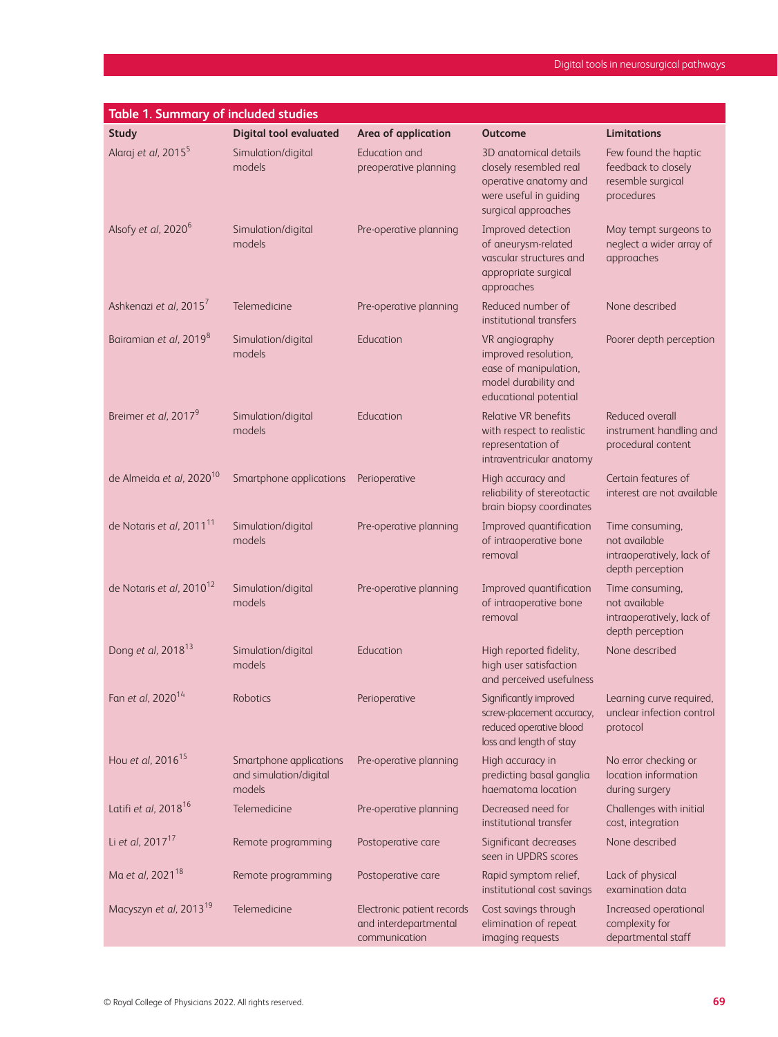**Table 1. Summary of included studies**

| Study | Digital tool evaluated | Area of application | Outcome | Limitations |
|---|---|---|---|---|
| Alaraj *et al*, 2015[5] | Simulation/digital models | Education and preoperative planning | 3D anatomical details closely resembled real operative anatomy and were useful in guiding surgical approaches | Few found the haptic feedback to closely resemble surgical procedures |
| Alsofy *et al*, 2020[6] | Simulation/digital models | Pre-operative planning | Improved detection of aneurysm-related vascular structures and appropriate surgical approaches | May tempt surgeons to neglect a wider array of approaches |
| Ashkenazi *et al*, 2015[7] | Telemedicine | Pre-operative planning | Reduced number of institutional transfers | None described |
| Bairamian *et al*, 2019[8] | Simulation/digital models | Education | VR angiography improved resolution, ease of manipulation, model durability and educational potential | Poorer depth perception |
| Breimer *et al*, 2017[9] | Simulation/digital models | Education | Relative VR benefits with respect to realistic representation of intraventricular anatomy | Reduced overall instrument handling and procedural content |
| de Almeida *et al*, 2020[10] | Smartphone applications | Perioperative | High accuracy and reliability of stereotactic brain biopsy coordinates | Certain features of interest are not available |
| de Notaris *et al*, 2011[11] | Simulation/digital models | Pre-operative planning | Improved quantification of intraoperative bone removal | Time consuming, not available intraoperatively, lack of depth perception |
| de Notaris *et al*, 2010[12] | Simulation/digital models | Pre-operative planning | Improved quantification of intraoperative bone removal | Time consuming, not available intraoperatively, lack of depth perception |
| Dong *et al*, 2018[13] | Simulation/digital models | Education | High reported fidelity, high user satisfaction and perceived usefulness | None described |
| Fan *et al*, 2020[14] | Robotics | Perioperative | Significantly improved screw-placement accuracy, reduced operative blood loss and length of stay | Learning curve required, unclear infection control protocol |
| Hou *et al*, 2016[15] | Smartphone applications and simulation/digital models | Pre-operative planning | High accuracy in predicting basal ganglia haematoma location | No error checking or location information during surgery |
| Latifi *et al*, 2018[16] | Telemedicine | Pre-operative planning | Decreased need for institutional transfer | Challenges with initial cost, integration |
| Li *et al*, 2017[17] | Remote programming | Postoperative care | Significant decreases seen in UPDRS scores | None described |
| Ma *et al*, 2021[18] | Remote programming | Postoperative care | Rapid symptom relief, institutional cost savings | Lack of physical examination data |
| Macyszyn *et al*, 2013[19] | Telemedicine | Electronic patient records and interdepartmental communication | Cost savings through elimination of repeat imaging requests | Increased operational complexity for departmental staff |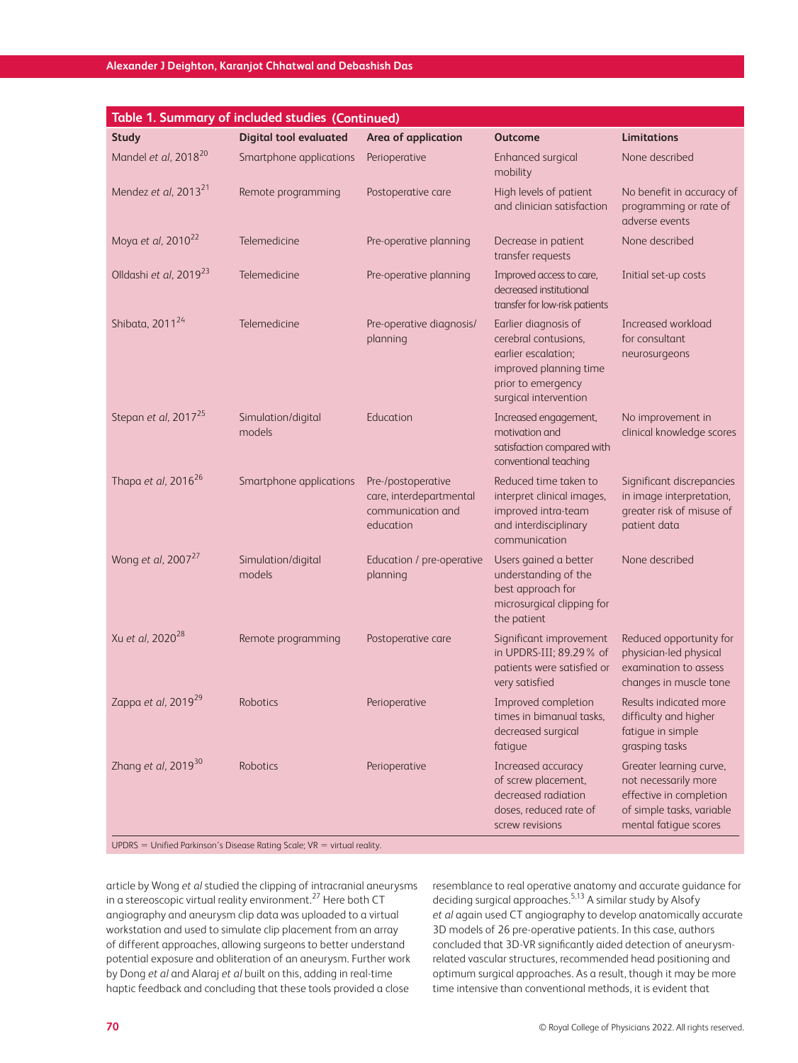**Table 1. Summary of included studies (Continued)**

| Study | Digital tool evaluated | Area of application | Outcome | Limitations |
|---|---|---|---|---|
| Mandel *et al*, 2018[20] | Smartphone applications | Perioperative | Enhanced surgical mobility | None described |
| Mendez *et al*, 2013[21] | Remote programming | Postoperative care | High levels of patient and clinician satisfaction | No benefit in accuracy of programming or rate of adverse events |
| Moya *et al*, 2010[22] | Telemedicine | Pre-operative planning | Decrease in patient transfer requests | None described |
| Olldashi *et al*, 2019[23] | Telemedicine | Pre-operative planning | Improved access to care, decreased institutional transfer for low-risk patients | Initial set-up costs |
| Shibata, 2011[24] | Telemedicine | Pre-operative diagnosis/ planning | Earlier diagnosis of cerebral contusions, earlier escalation; improved planning time prior to emergency surgical intervention | Increased workload for consultant neurosurgeons |
| Stepan *et al*, 2017[25] | Simulation/digital models | Education | Increased engagement, motivation and satisfaction compared with conventional teaching | No improvement in clinical knowledge scores |
| Thapa *et al*, 2016[26] | Smartphone applications | Pre-/postoperative care, interdepartmental communication and education | Reduced time taken to interpret clinical images, improved intra-team and interdisciplinary communication | Significant discrepancies in image interpretation, greater risk of misuse of patient data |
| Wong *et al*, 2007[27] | Simulation/digital models | Education / pre-operative planning | Users gained a better understanding of the best approach for microsurgical clipping for the patient | None described |
| Xu *et al*, 2020[28] | Remote programming | Postoperative care | Significant improvement in UPDRS-III; 89.29% of patients were satisfied or very satisfied | Reduced opportunity for physician-led physical examination to assess changes in muscle tone |
| Zappa *et al*, 2019[29] | Robotics | Perioperative | Improved completion times in bimanual tasks, decreased surgical fatigue | Results indicated more difficulty and higher fatigue in simple grasping tasks |
| Zhang *et al*, 2019[30] | Robotics | Perioperative | Increased accuracy of screw placement, decreased radiation doses, reduced rate of screw revisions | Greater learning curve, not necessarily more effective in completion of simple tasks, variable mental fatigue scores |

UPDRS = Unified Parkinson's Disease Rating Scale; VR = virtual reality.

article by Wong *et al* studied the clipping of intracranial aneurysms in a stereoscopic virtual reality environment.[27] Here both CT angiography and aneurysm clip data was uploaded to a virtual workstation and used to simulate clip placement from an array of different approaches, allowing surgeons to better understand potential exposure and obliteration of an aneurysm. Further work by Dong *et al* and Alaraj *et al* built on this, adding in real-time haptic feedback and concluding that these tools provided a close resemblance to real operative anatomy and accurate guidance for deciding surgical approaches.[5,13] A similar study by Alsofy *et al* again used CT angiography to develop anatomically accurate 3D models of 26 pre-operative patients. In this case, authors concluded that 3D-VR significantly aided detection of aneurysm-related vascular structures, recommended head positioning and optimum surgical approaches. As a result, though it may be more time intensive than conventional methods, it is evident that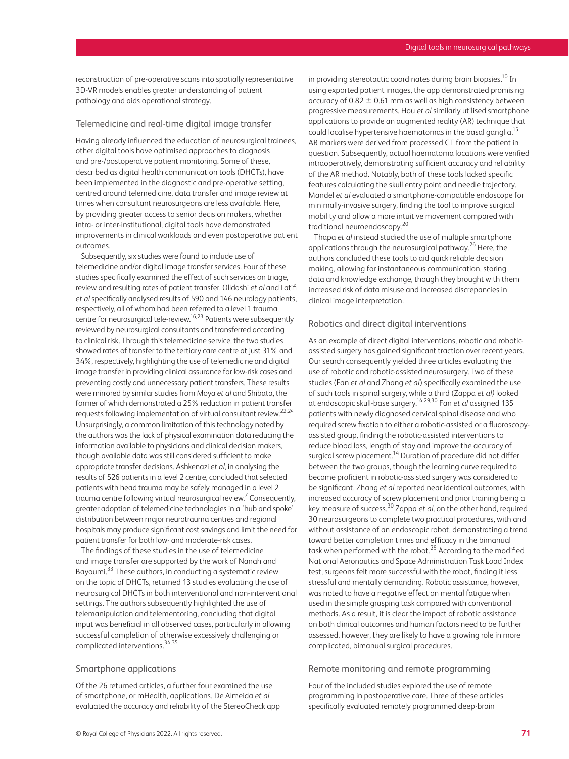reconstruction of pre-operative scans into spatially representative 3D-VR models enables greater understanding of patient pathology and aids operational strategy.

### Telemedicine and real-time digital image transfer

Having already influenced the education of neurosurgical trainees, other digital tools have optimised approaches to diagnosis and pre-/postoperative patient monitoring. Some of these, described as digital health communication tools (DHCTs), have been implemented in the diagnostic and pre-operative setting, centred around telemedicine, data transfer and image review at times when consultant neurosurgeons are less available. Here, by providing greater access to senior decision makers, whether intra- or inter-institutional, digital tools have demonstrated improvements in clinical workloads and even postoperative patient outcomes.

Subsequently, six studies were found to include use of telemedicine and/or digital image transfer services. Four of these studies specifically examined the effect of such services on triage, review and resulting rates of patient transfer. Olldashi *et al* and Latifi *et al* specifically analysed results of 590 and 146 neurology patients, respectively, all of whom had been referred to a level 1 trauma centre for neurosurgical tele-review.[16,23] Patients were subsequently reviewed by neurosurgical consultants and transferred according to clinical risk. Through this telemedicine service, the two studies showed rates of transfer to the tertiary care centre at just 31% and 34%, respectively, highlighting the use of telemedicine and digital image transfer in providing clinical assurance for low-risk cases and preventing costly and unnecessary patient transfers. These results were mirrored by similar studies from Moya *et al* and Shibata, the former of which demonstrated a 25% reduction in patient transfer requests following implementation of virtual consultant review.[22,24] Unsurprisingly, a common limitation of this technology noted by the authors was the lack of physical examination data reducing the information available to physicians and clinical decision makers, though available data was still considered sufficient to make appropriate transfer decisions. Ashkenazi *et al*, in analysing the results of 526 patients in a level 2 centre, concluded that selected patients with head trauma may be safely managed in a level 2 trauma centre following virtual neurosurgical review.[7] Consequently, greater adoption of telemedicine technologies in a 'hub and spoke' distribution between major neurotrauma centres and regional hospitals may produce significant cost savings and limit the need for patient transfer for both low- and moderate-risk cases.

The findings of these studies in the use of telemedicine and image transfer are supported by the work of Nanah and Bayoumi.[33] These authors, in conducting a systematic review on the topic of DHCTs, returned 13 studies evaluating the use of neurosurgical DHCTs in both interventional and non-interventional settings. The authors subsequently highlighted the use of telemanipulation and telementoring, concluding that digital input was beneficial in all observed cases, particularly in allowing successful completion of otherwise excessively challenging or complicated interventions.[34,35]

### Smartphone applications

Of the 26 returned articles, a further four examined the use of smartphone, or mHealth, applications. De Almeida *et al* evaluated the accuracy and reliability of the StereoCheck app in providing stereotactic coordinates during brain biopsies.[10] In using exported patient images, the app demonstrated promising accuracy of $0.82 \pm 0.61$ mm as well as high consistency between progressive measurements. Hou *et al* similarly utilised smartphone applications to provide an augmented reality (AR) technique that could localise hypertensive haematomas in the basal ganglia.[15] AR markers were derived from processed CT from the patient in question. Subsequently, actual haematoma locations were verified intraoperatively, demonstrating sufficient accuracy and reliability of the AR method. Notably, both of these tools lacked specific features calculating the skull entry point and needle trajectory. Mandel *et al* evaluated a smartphone-compatible endoscope for minimally-invasive surgery, finding the tool to improve surgical mobility and allow a more intuitive movement compared with traditional neuroendoscopy.[20]

Thapa *et al* instead studied the use of multiple smartphone applications through the neurosurgical pathway.[26] Here, the authors concluded these tools to aid quick reliable decision making, allowing for instantaneous communication, storing data and knowledge exchange, though they brought with them increased risk of data misuse and increased discrepancies in clinical image interpretation.

### Robotics and direct digital interventions

As an example of direct digital interventions, robotic and robotic-assisted surgery has gained significant traction over recent years. Our search consequently yielded three articles evaluating the use of robotic and robotic-assisted neurosurgery. Two of these studies (Fan *et al* and Zhang *et al*) specifically examined the use of such tools in spinal surgery, while a third (Zappa *et al)* looked at endoscopic skull-base surgery.[14,29,30] Fan *et al* assigned 135 patients with newly diagnosed cervical spinal disease and who required screw fixation to either a robotic-assisted or a fluoroscopy-assisted group, finding the robotic-assisted interventions to reduce blood loss, length of stay and improve the accuracy of surgical screw placement.[14] Duration of procedure did not differ between the two groups, though the learning curve required to become proficient in robotic-assisted surgery was considered to be significant. Zhang *et al* reported near identical outcomes, with increased accuracy of screw placement and prior training being a key measure of success.[30] Zappa *et al*, on the other hand, required 30 neurosurgeons to complete two practical procedures, with and without assistance of an endoscopic robot, demonstrating a trend toward better completion times and efficacy in the bimanual task when performed with the robot.[29] According to the modified National Aeronautics and Space Administration Task Load Index test, surgeons felt more successful with the robot, finding it less stressful and mentally demanding. Robotic assistance, however, was noted to have a negative effect on mental fatigue when used in the simple grasping task compared with conventional methods. As a result, it is clear the impact of robotic assistance on both clinical outcomes and human factors need to be further assessed, however, they are likely to have a growing role in more complicated, bimanual surgical procedures.

### Remote monitoring and remote programming

Four of the included studies explored the use of remote programming in postoperative care. Three of these articles specifically evaluated remotely programmed deep-brain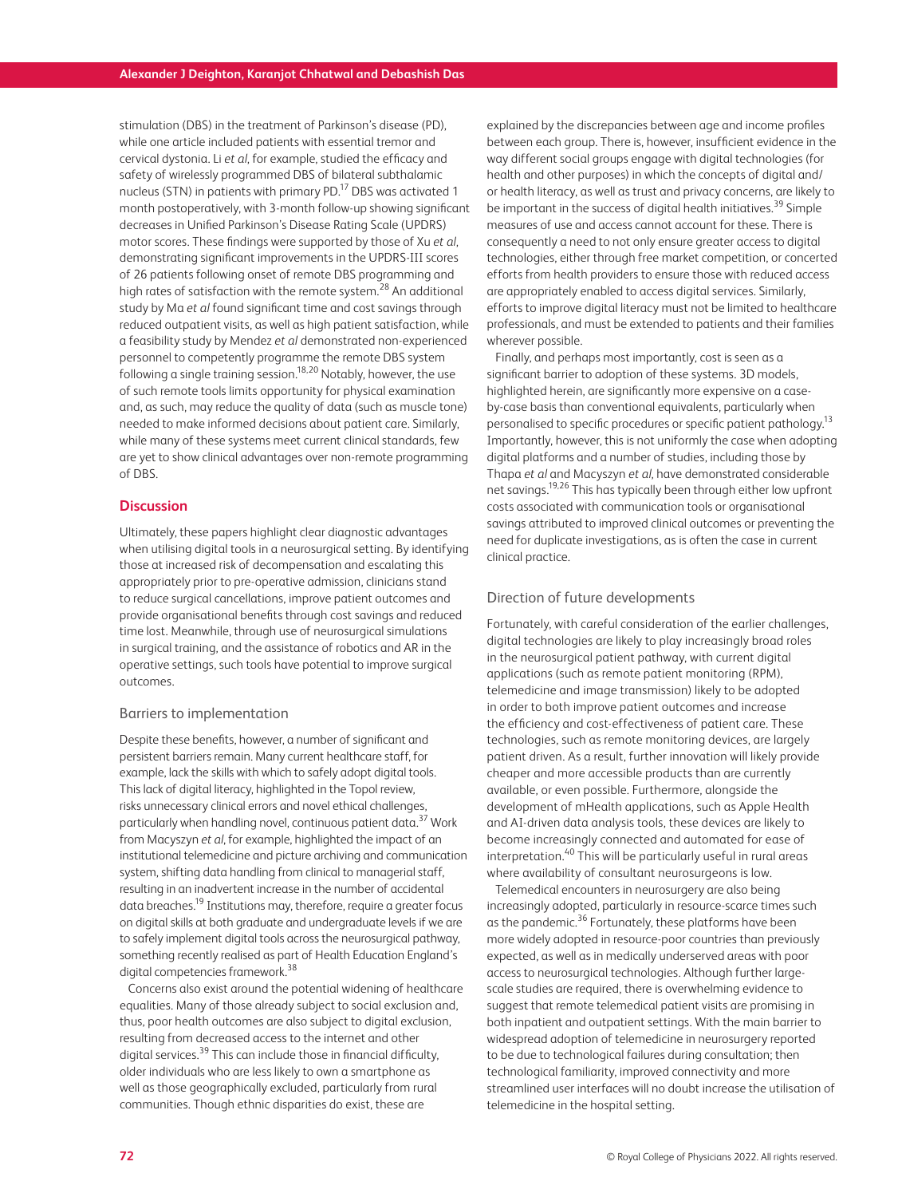stimulation (DBS) in the treatment of Parkinson's disease (PD), while one article included patients with essential tremor and cervical dystonia. Li *et al*, for example, studied the efficacy and safety of wirelessly programmed DBS of bilateral subthalamic nucleus (STN) in patients with primary PD.[17] DBS was activated 1 month postoperatively, with 3-month follow-up showing significant decreases in Unified Parkinson's Disease Rating Scale (UPDRS) motor scores. These findings were supported by those of Xu *et al*, demonstrating significant improvements in the UPDRS-III scores of 26 patients following onset of remote DBS programming and high rates of satisfaction with the remote system.[28] An additional study by Ma *et al* found significant time and cost savings through reduced outpatient visits, as well as high patient satisfaction, while a feasibility study by Mendez *et al* demonstrated non-experienced personnel to competently programme the remote DBS system following a single training session.[18,20] Notably, however, the use of such remote tools limits opportunity for physical examination and, as such, may reduce the quality of data (such as muscle tone) needed to make informed decisions about patient care. Similarly, while many of these systems meet current clinical standards, few are yet to show clinical advantages over non-remote programming of DBS.

## Discussion

Ultimately, these papers highlight clear diagnostic advantages when utilising digital tools in a neurosurgical setting. By identifying those at increased risk of decompensation and escalating this appropriately prior to pre-operative admission, clinicians stand to reduce surgical cancellations, improve patient outcomes and provide organisational benefits through cost savings and reduced time lost. Meanwhile, through use of neurosurgical simulations in surgical training, and the assistance of robotics and AR in the operative settings, such tools have potential to improve surgical outcomes.

### Barriers to implementation

Despite these benefits, however, a number of significant and persistent barriers remain. Many current healthcare staff, for example, lack the skills with which to safely adopt digital tools. This lack of digital literacy, highlighted in the Topol review, risks unnecessary clinical errors and novel ethical challenges, particularly when handling novel, continuous patient data.[37] Work from Macyszyn *et al*, for example, highlighted the impact of an institutional telemedicine and picture archiving and communication system, shifting data handling from clinical to managerial staff, resulting in an inadvertent increase in the number of accidental data breaches.[19] Institutions may, therefore, require a greater focus on digital skills at both graduate and undergraduate levels if we are to safely implement digital tools across the neurosurgical pathway, something recently realised as part of Health Education England's digital competencies framework.[38]

Concerns also exist around the potential widening of healthcare equalities. Many of those already subject to social exclusion and, thus, poor health outcomes are also subject to digital exclusion, resulting from decreased access to the internet and other digital services.[39] This can include those in financial difficulty, older individuals who are less likely to own a smartphone as well as those geographically excluded, particularly from rural communities. Though ethnic disparities do exist, these are explained by the discrepancies between age and income profiles between each group. There is, however, insufficient evidence in the way different social groups engage with digital technologies (for health and other purposes) in which the concepts of digital and/or health literacy, as well as trust and privacy concerns, are likely to be important in the success of digital health initiatives.[39] Simple measures of use and access cannot account for these. There is consequently a need to not only ensure greater access to digital technologies, either through free market competition, or concerted efforts from health providers to ensure those with reduced access are appropriately enabled to access digital services. Similarly, efforts to improve digital literacy must not be limited to healthcare professionals, and must be extended to patients and their families wherever possible.

Finally, and perhaps most importantly, cost is seen as a significant barrier to adoption of these systems. 3D models, highlighted herein, are significantly more expensive on a case-by-case basis than conventional equivalents, particularly when personalised to specific procedures or specific patient pathology.[13] Importantly, however, this is not uniformly the case when adopting digital platforms and a number of studies, including those by Thapa *et al* and Macyszyn *et al*, have demonstrated considerable net savings.[19,26] This has typically been through either low upfront costs associated with communication tools or organisational savings attributed to improved clinical outcomes or preventing the need for duplicate investigations, as is often the case in current clinical practice.

### Direction of future developments

Fortunately, with careful consideration of the earlier challenges, digital technologies are likely to play increasingly broad roles in the neurosurgical patient pathway, with current digital applications (such as remote patient monitoring (RPM), telemedicine and image transmission) likely to be adopted in order to both improve patient outcomes and increase the efficiency and cost-effectiveness of patient care. These technologies, such as remote monitoring devices, are largely patient driven. As a result, further innovation will likely provide cheaper and more accessible products than are currently available, or even possible. Furthermore, alongside the development of mHealth applications, such as Apple Health and AI-driven data analysis tools, these devices are likely to become increasingly connected and automated for ease of interpretation.[40] This will be particularly useful in rural areas where availability of consultant neurosurgeons is low.

Telemedical encounters in neurosurgery are also being increasingly adopted, particularly in resource-scarce times such as the pandemic.[36] Fortunately, these platforms have been more widely adopted in resource-poor countries than previously expected, as well as in medically underserved areas with poor access to neurosurgical technologies. Although further large-scale studies are required, there is overwhelming evidence to suggest that remote telemedical patient visits are promising in both inpatient and outpatient settings. With the main barrier to widespread adoption of telemedicine in neurosurgery reported to be due to technological failures during consultation; then technological familiarity, improved connectivity and more streamlined user interfaces will no doubt increase the utilisation of telemedicine in the hospital setting.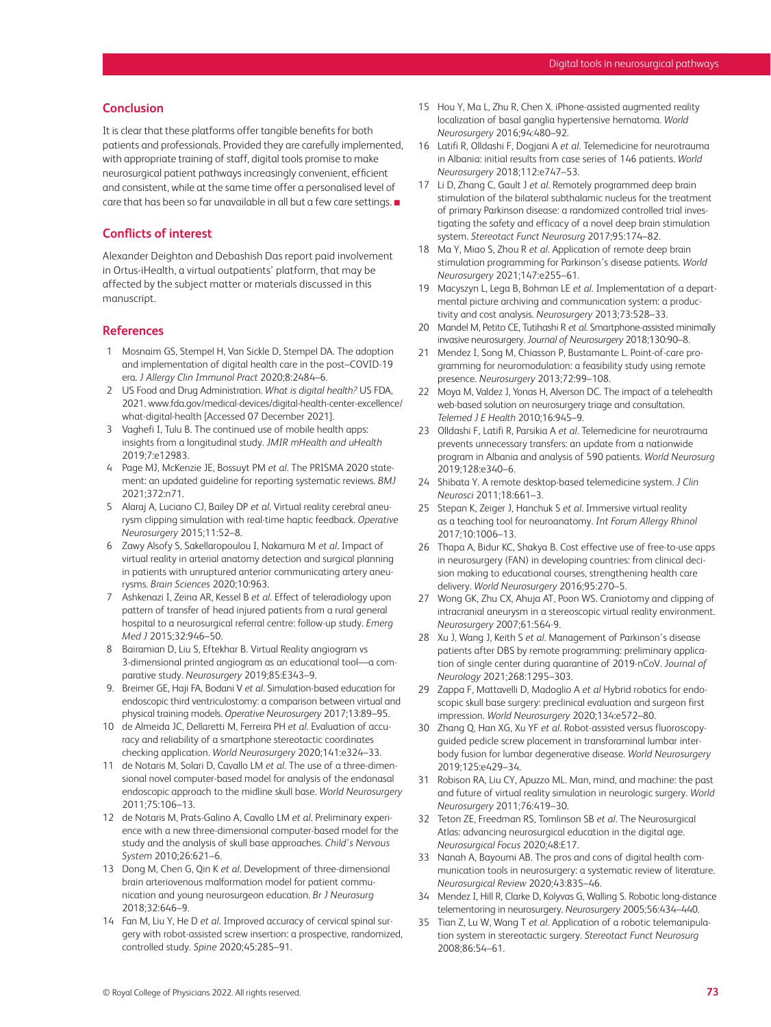## Conclusion

It is clear that these platforms offer tangible benefits for both patients and professionals. Provided they are carefully implemented, with appropriate training of staff, digital tools promise to make neurosurgical patient pathways increasingly convenient, efficient and consistent, while at the same time offer a personalised level of care that has been so far unavailable in all but a few care settings. ■

## Conflicts of interest

Alexander Deighton and Debashish Das report paid involvement in Ortus-iHealth, a virtual outpatients' platform, that may be affected by the subject matter or materials discussed in this manuscript.

## References

1. Mosnaim GS, Stempel H, Van Sickle D, Stempel DA. The adoption and implementation of digital health care in the post–COVID-19 era. *J Allergy Clin Immunol Pract* 2020;8:2484–6.
2. US Food and Drug Administration. *What is digital health?* US FDA, 2021. www.fda.gov/medical-devices/digital-health-center-excellence/what-digital-health [Accessed 07 December 2021].
3. Vaghefi I, Tulu B. The continued use of mobile health apps: insights from a longitudinal study. *JMIR mHealth and uHealth* 2019;7:e12983.
4. Page MJ, McKenzie JE, Bossuyt PM *et al*. The PRISMA 2020 statement: an updated guideline for reporting systematic reviews. *BMJ* 2021;372:n71.
5. Alaraj A, Luciano CJ, Bailey DP *et al*. Virtual reality cerebral aneurysm clipping simulation with real-time haptic feedback. *Operative Neurosurgery* 2015;11:52–8.
6. Zawy Alsofy S, Sakellaropoulou I, Nakamura M *et al*. Impact of virtual reality in arterial anatomy detection and surgical planning in patients with unruptured anterior communicating artery aneurysms. *Brain Sciences* 2020;10:963.
7. Ashkenazi I, Zeina AR, Kessel B *et al*. Effect of teleradiology upon pattern of transfer of head injured patients from a rural general hospital to a neurosurgical referral centre: follow-up study. *Emerg Med J* 2015;32:946–50.
8. Bairamian D, Liu S, Eftekhar B. Virtual Reality angiogram vs 3-dimensional printed angiogram as an educational tool—a comparative study. *Neurosurgery* 2019;85:E343–9.
9. Breimer GE, Haji FA, Bodani V *et al*. Simulation-based education for endoscopic third ventriculostomy: a comparison between virtual and physical training models. *Operative Neurosurgery* 2017;13:89–95.
10. de Almeida JC, Dellaretti M, Ferreira PH *et al*. Evaluation of accuracy and reliability of a smartphone stereotactic coordinates checking application. *World Neurosurgery* 2020;141:e324–33.
11. de Notaris M, Solari D, Cavallo LM *et al*. The use of a three-dimensional novel computer-based model for analysis of the endonasal endoscopic approach to the midline skull base. *World Neurosurgery* 2011;75:106–13.
12. de Notaris M, Prats-Galino A, Cavallo LM *et al*. Preliminary experience with a new three-dimensional computer-based model for the study and the analysis of skull base approaches. *Child's Nervous System* 2010;26:621–6.
13. Dong M, Chen G, Qin K *et al*. Development of three-dimensional brain arteriovenous malformation model for patient communication and young neurosurgeon education. *Br J Neurosurg* 2018;32:646–9.
14. Fan M, Liu Y, He D *et al*. Improved accuracy of cervical spinal surgery with robot-assisted screw insertion: a prospective, randomized, controlled study. *Spine* 2020;45:285–91.
15. Hou Y, Ma L, Zhu R, Chen X. iPhone-assisted augmented reality localization of basal ganglia hypertensive hematoma. *World Neurosurgery* 2016;94:480–92.
16. Latifi R, Olldashi F, Dogjani A *et al*. Telemedicine for neurotrauma in Albania: initial results from case series of 146 patients. *World Neurosurgery* 2018;112:e747–53.
17. Li D, Zhang C, Gault J *et al*. Remotely programmed deep brain stimulation of the bilateral subthalamic nucleus for the treatment of primary Parkinson disease: a randomized controlled trial investigating the safety and efficacy of a novel deep brain stimulation system. *Stereotact Funct Neurosurg* 2017;95:174–82.
18. Ma Y, Miao S, Zhou R *et al*. Application of remote deep brain stimulation programming for Parkinson's disease patients. *World Neurosurgery* 2021;147:e255–61.
19. Macyszyn L, Lega B, Bohman LE *et al*. Implementation of a departmental picture archiving and communication system: a productivity and cost analysis. *Neurosurgery* 2013;73:528–33.
20. Mandel M, Petito CE, Tutihashi R *et al*. Smartphone-assisted minimally invasive neurosurgery. *Journal of Neurosurgery* 2018;130:90–8.
21. Mendez I, Song M, Chiasson P, Bustamante L. Point-of-care programming for neuromodulation: a feasibility study using remote presence. *Neurosurgery* 2013;72:99–108.
22. Moya M, Valdez J, Yonas H, Alverson DC. The impact of a telehealth web-based solution on neurosurgery triage and consultation. *Telemed J E Health* 2010;16:945–9.
23. Olldashi F, Latifi R, Parsikia A *et al*. Telemedicine for neurotrauma prevents unnecessary transfers: an update from a nationwide program in Albania and analysis of 590 patients. *World Neurosurg* 2019;128:e340–6.
24. Shibata Y. A remote desktop-based telemedicine system. *J Clin Neurosci* 2011;18:661–3.
25. Stepan K, Zeiger J, Hanchuk S *et al*. Immersive virtual reality as a teaching tool for neuroanatomy. *Int Forum Allergy Rhinol* 2017;10:1006–13.
26. Thapa A, Bidur KC, Shakya B. Cost effective use of free-to-use apps in neurosurgery (FAN) in developing countries: from clinical decision making to educational courses, strengthening health care delivery. *World Neurosurgery* 2016;95:270–5.
27. Wong GK, Zhu CX, Ahuja AT, Poon WS. Craniotomy and clipping of intracranial aneurysm in a stereoscopic virtual reality environment. *Neurosurgery* 2007;61:564-9.
28. Xu J, Wang J, Keith S *et al*. Management of Parkinson's disease patients after DBS by remote programming: preliminary application of single center during quarantine of 2019-nCoV. *Journal of Neurology* 2021;268:1295–303.
29. Zappa F, Mattavelli D, Madoglio A *et al* Hybrid robotics for endoscopic skull base surgery: preclinical evaluation and surgeon first impression. *World Neurosurgery* 2020;134:e572–80.
30. Zhang Q, Han XG, Xu YF *et al*. Robot-assisted versus fluoroscopy-guided pedicle screw placement in transforaminal lumbar interbody fusion for lumbar degenerative disease. *World Neurosurgery* 2019;125:e429–34.
31. Robison RA, Liu CY, Apuzzo ML. Man, mind, and machine: the past and future of virtual reality simulation in neurologic surgery. *World Neurosurgery* 2011;76:419–30.
32. Teton ZE, Freedman RS, Tomlinson SB *et al*. The Neurosurgical Atlas: advancing neurosurgical education in the digital age. *Neurosurgical Focus* 2020;48:E17.
33. Nanah A, Bayoumi AB. The pros and cons of digital health communication tools in neurosurgery: a systematic review of literature. *Neurosurgical Review* 2020;43:835–46.
34. Mendez I, Hill R, Clarke D, Kolyvas G, Walling S. Robotic long-distance telementoring in neurosurgery. *Neurosurgery* 2005;56:434–440.
35. Tian Z, Lu W, Wang T *et al*. Application of a robotic telemanipulation system in stereotactic surgery. *Stereotact Funct Neurosurg* 2008;86:54–61.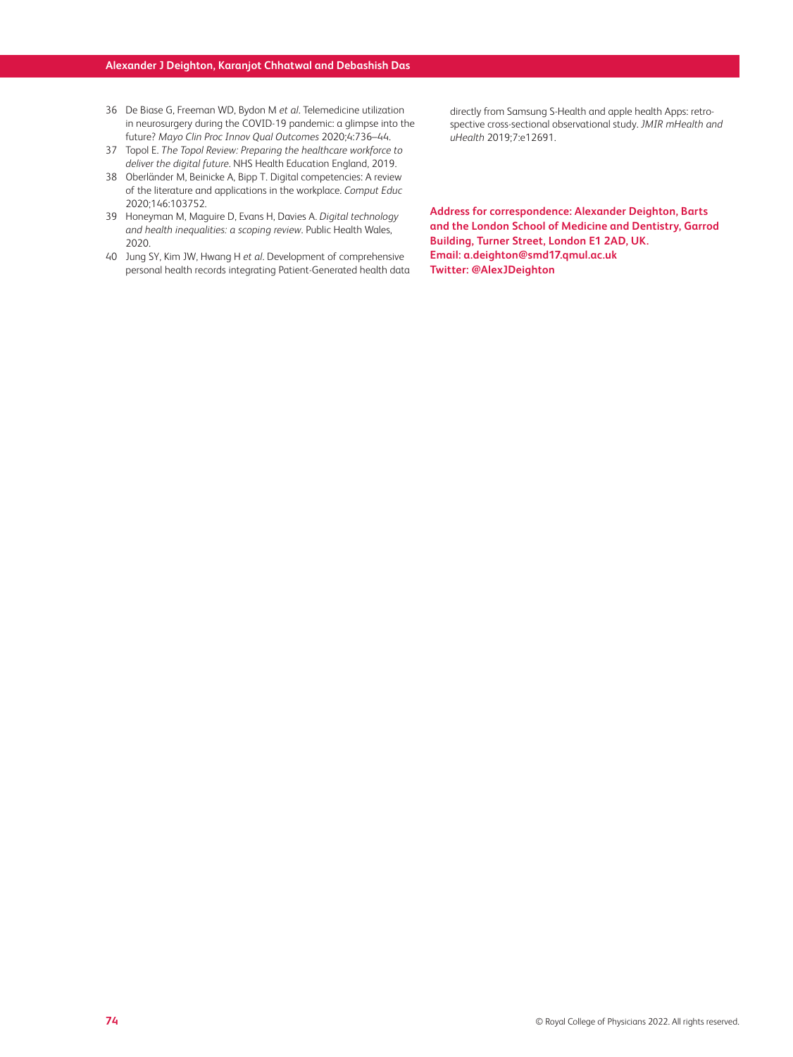36 De Biase G, Freeman WD, Bydon M *et al*. Telemedicine utilization in neurosurgery during the COVID-19 pandemic: a glimpse into the future? *Mayo Clin Proc Innov Qual Outcomes* 2020;4:736–44.

37 Topol E. *The Topol Review: Preparing the healthcare workforce to deliver the digital future*. NHS Health Education England, 2019.

38 Oberländer M, Beinicke A, Bipp T. Digital competencies: A review of the literature and applications in the workplace. *Comput Educ* 2020;146:103752.

39 Honeyman M, Maguire D, Evans H, Davies A. *Digital technology and health inequalities: a scoping review*. Public Health Wales, 2020.

40 Jung SY, Kim JW, Hwang H *et al*. Development of comprehensive personal health records integrating Patient-Generated health data directly from Samsung S-Health and apple health Apps: retrospective cross-sectional observational study. *JMIR mHealth and uHealth* 2019;7:e12691.

**Address for correspondence: Alexander Deighton, Barts and the London School of Medicine and Dentistry, Garrod Building, Turner Street, London E1 2AD, UK.**
**Email: a.deighton@smd17.qmul.ac.uk**
**Twitter: @AlexJDeighton**